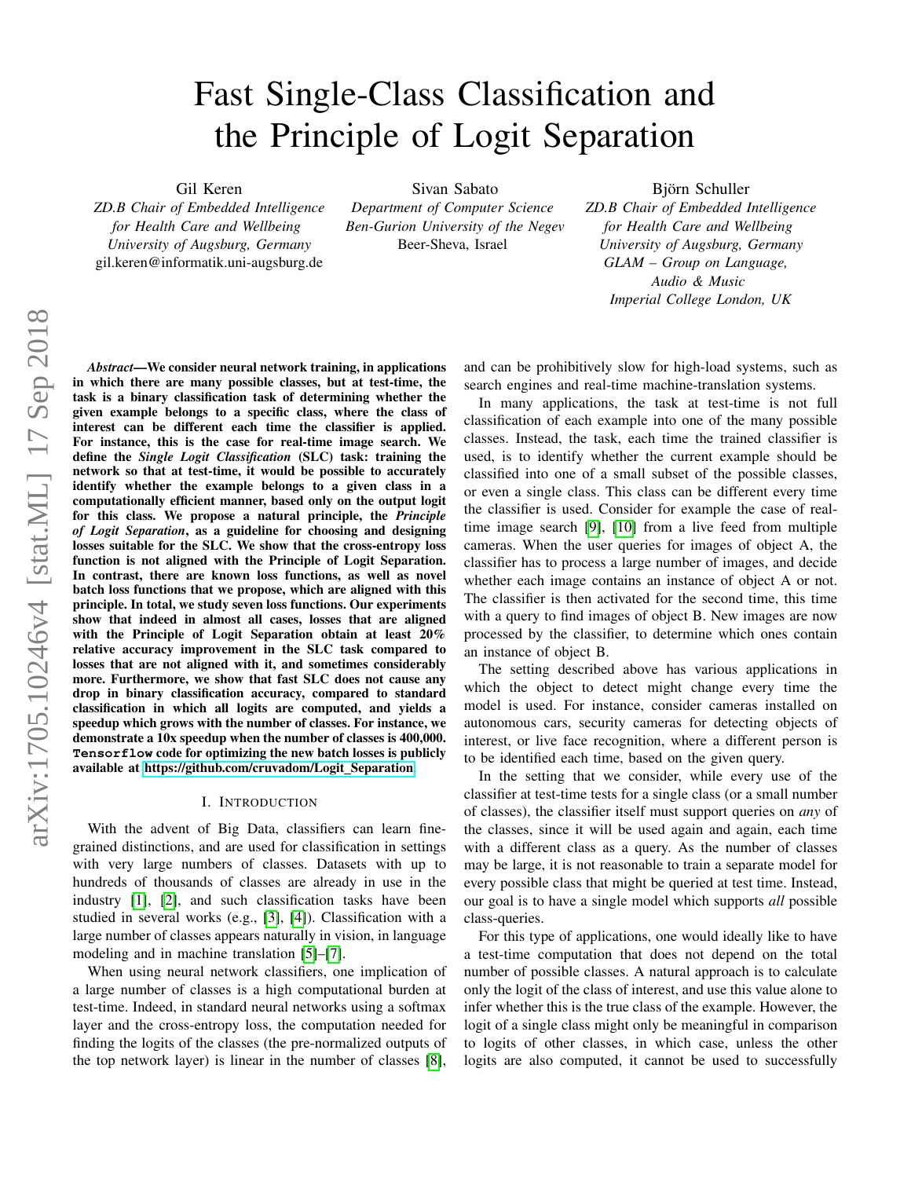# Fast Single-Class Classification and the Principle of Logit Separation

Gil Keren
*ZD.B Chair of Embedded Intelligence for Health Care and Wellbeing*
*University of Augsburg, Germany*
gil.keren@informatik.uni-augsburg.de

Sivan Sabato
*Department of Computer Science*
*Ben-Gurion University of the Negev*
Beer-Sheva, Israel

Björn Schuller
*ZD.B Chair of Embedded Intelligence for Health Care and Wellbeing*
*University of Augsburg, Germany*
*GLAM – Group on Language, Audio & Music*
*Imperial College London, UK*

***Abstract*—We consider neural network training, in applications in which there are many possible classes, but at test-time, the task is a binary classification task of determining whether the given example belongs to a specific class, where the class of interest can be different each time the classifier is applied. For instance, this is the case for real-time image search. We define the *Single Logit Classification* (SLC) task: training the network so that at test-time, it would be possible to accurately identify whether the example belongs to a given class in a computationally efficient manner, based only on the output logit for this class. We propose a natural principle, the *Principle of Logit Separation*, as a guideline for choosing and designing losses suitable for the SLC. We show that the cross-entropy loss function is not aligned with the Principle of Logit Separation. In contrast, there are known loss functions, as well as novel batch loss functions that we propose, which are aligned with this principle. In total, we study seven loss functions. Our experiments show that indeed in almost all cases, losses that are aligned with the Principle of Logit Separation obtain at least 20% relative accuracy improvement in the SLC task compared to losses that are not aligned with it, and sometimes considerably more. Furthermore, we show that fast SLC does not cause any drop in binary classification accuracy, compared to standard classification in which all logits are computed, and yields a speedup which grows with the number of classes. For instance, we demonstrate a 10x speedup when the number of classes is 400,000. `Tensorflow` code for optimizing the new batch losses is publicly available at https://github.com/cruvadom/Logit_Separation.**

## I. Introduction

With the advent of Big Data, classifiers can learn fine-grained distinctions, and are used for classification in settings with very large numbers of classes. Datasets with up to hundreds of thousands of classes are already in use in the industry [1], [2], and such classification tasks have been studied in several works (e.g., [3], [4]). Classification with a large number of classes appears naturally in vision, in language modeling and in machine translation [5]–[7].

When using neural network classifiers, one implication of a large number of classes is a high computational burden at test-time. Indeed, in standard neural networks using a softmax layer and the cross-entropy loss, the computation needed for finding the logits of the classes (the pre-normalized outputs of the top network layer) is linear in the number of classes [8], and can be prohibitively slow for high-load systems, such as search engines and real-time machine-translation systems.

In many applications, the task at test-time is not full classification of each example into one of the many possible classes. Instead, the task, each time the trained classifier is used, is to identify whether the current example should be classified into one of a small subset of the possible classes, or even a single class. This class can be different every time the classifier is used. Consider for example the case of real-time image search [9], [10] from a live feed from multiple cameras. When the user queries for images of object A, the classifier has to process a large number of images, and decide whether each image contains an instance of object A or not. The classifier is then activated for the second time, this time with a query to find images of object B. New images are now processed by the classifier, to determine which ones contain an instance of object B.

The setting described above has various applications in which the object to detect might change every time the model is used. For instance, consider cameras installed on autonomous cars, security cameras for detecting objects of interest, or live face recognition, where a different person is to be identified each time, based on the given query.

In the setting that we consider, while every use of the classifier at test-time tests for a single class (or a small number of classes), the classifier itself must support queries on *any* of the classes, since it will be used again and again, each time with a different class as a query. As the number of classes may be large, it is not reasonable to train a separate model for every possible class that might be queried at test time. Instead, our goal is to have a single model which supports *all* possible class-queries.

For this type of applications, one would ideally like to have a test-time computation that does not depend on the total number of possible classes. A natural approach is to calculate only the logit of the class of interest, and use this value alone to infer whether this is the true class of the example. However, the logit of a single class might only be meaningful in comparison to logits of other classes, in which case, unless the other logits are also computed, it cannot be used to successfully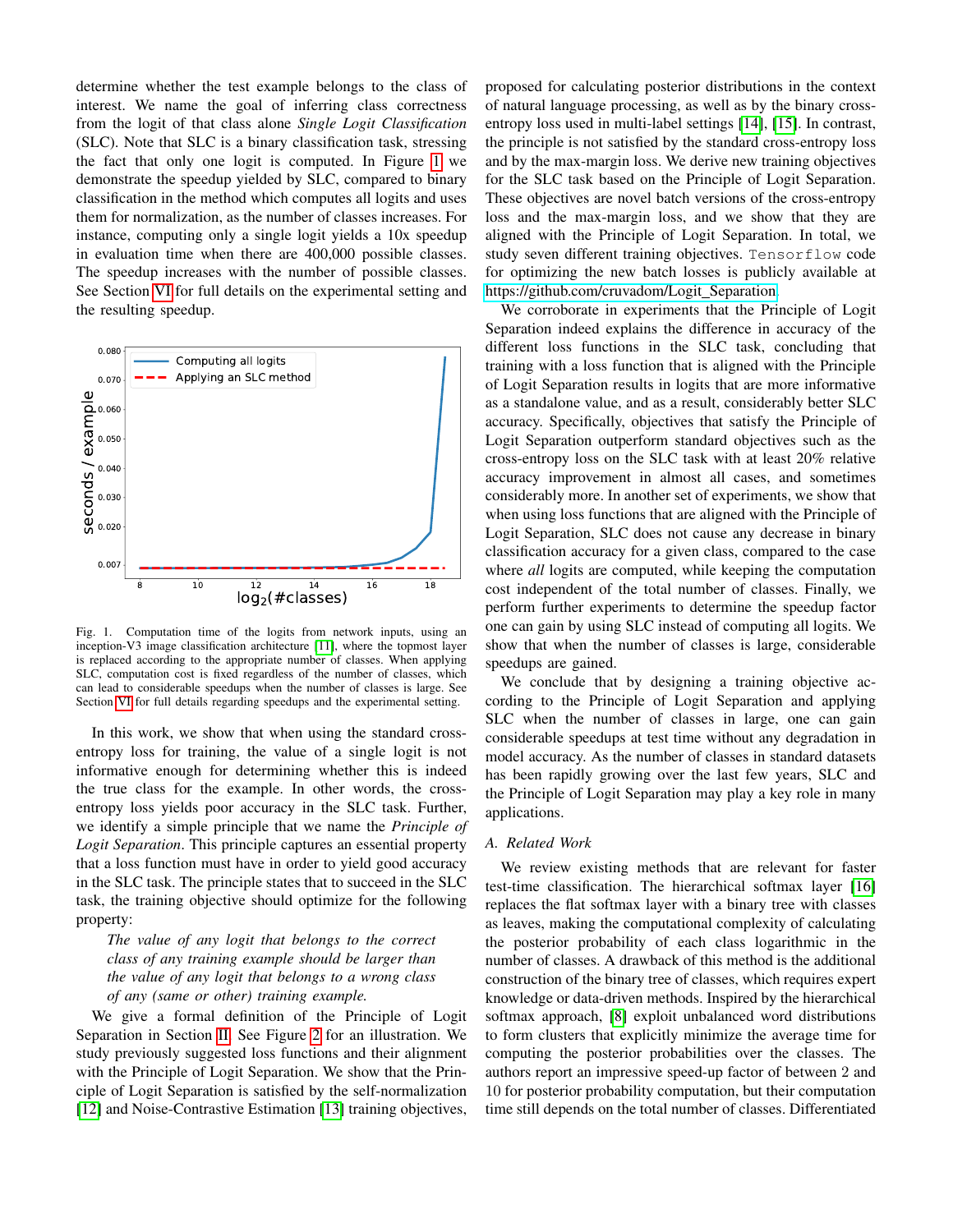determine whether the test example belongs to the class of interest. We name the goal of inferring class correctness from the logit of that class alone *Single Logit Classification* (SLC). Note that SLC is a binary classification task, stressing the fact that only one logit is computed. In Figure 1 we demonstrate the speedup yielded by SLC, compared to binary classification in the method which computes all logits and uses them for normalization, as the number of classes increases. For instance, computing only a single logit yields a 10x speedup in evaluation time when there are 400,000 possible classes. The speedup increases with the number of possible classes. See Section VI for full details on the experimental setting and the resulting speedup.

Fig. 1. Computation time of the logits from network inputs, using an inception-V3 image classification architecture [11], where the topmost layer is replaced according to the appropriate number of classes. When applying SLC, computation cost is fixed regardless of the number of classes, which can lead to considerable speedups when the number of classes is large. See Section VI for full details regarding speedups and the experimental setting.

In this work, we show that when using the standard cross-entropy loss for training, the value of a single logit is not informative enough for determining whether this is indeed the true class for the example. In other words, the cross-entropy loss yields poor accuracy in the SLC task. Further, we identify a simple principle that we name the *Principle of Logit Separation*. This principle captures an essential property that a loss function must have in order to yield good accuracy in the SLC task. The principle states that to succeed in the SLC task, the training objective should optimize for the following property:

> *The value of any logit that belongs to the correct class of any training example should be larger than the value of any logit that belongs to a wrong class of any (same or other) training example.*

We give a formal definition of the Principle of Logit Separation in Section II. See Figure 2 for an illustration. We study previously suggested loss functions and their alignment with the Principle of Logit Separation. We show that the Principle of Logit Separation is satisfied by the self-normalization [12] and Noise-Contrastive Estimation [13] training objectives, proposed for calculating posterior distributions in the context of natural language processing, as well as by the binary cross-entropy loss used in multi-label settings [14], [15]. In contrast, the principle is not satisfied by the standard cross-entropy loss and by the max-margin loss. We derive new training objectives for the SLC task based on the Principle of Logit Separation. These objectives are novel batch versions of the cross-entropy loss and the max-margin loss, and we show that they are aligned with the Principle of Logit Separation. In total, we study seven different training objectives. `Tensorflow` code for optimizing the new batch losses is publicly available at https://github.com/cruvadom/Logit_Separation.

We corroborate in experiments that the Principle of Logit Separation indeed explains the difference in accuracy of the different loss functions in the SLC task, concluding that training with a loss function that is aligned with the Principle of Logit Separation results in logits that are more informative as a standalone value, and as a result, considerably better SLC accuracy. Specifically, objectives that satisfy the Principle of Logit Separation outperform standard objectives such as the cross-entropy loss on the SLC task with at least 20% relative accuracy improvement in almost all cases, and sometimes considerably more. In another set of experiments, we show that when using loss functions that are aligned with the Principle of Logit Separation, SLC does not cause any decrease in binary classification accuracy for a given class, compared to the case where *all* logits are computed, while keeping the computation cost independent of the total number of classes. Finally, we perform further experiments to determine the speedup factor one can gain by using SLC instead of computing all logits. We show that when the number of classes is large, considerable speedups are gained.

We conclude that by designing a training objective according to the Principle of Logit Separation and applying SLC when the number of classes in large, one can gain considerable speedups at test time without any degradation in model accuracy. As the number of classes in standard datasets has been rapidly growing over the last few years, SLC and the Principle of Logit Separation may play a key role in many applications.

### A. Related Work

We review existing methods that are relevant for faster test-time classification. The hierarchical softmax layer [16] replaces the flat softmax layer with a binary tree with classes as leaves, making the computational complexity of calculating the posterior probability of each class logarithmic in the number of classes. A drawback of this method is the additional construction of the binary tree of classes, which requires expert knowledge or data-driven methods. Inspired by the hierarchical softmax approach, [8] exploit unbalanced word distributions to form clusters that explicitly minimize the average time for computing the posterior probabilities over the classes. The authors report an impressive speed-up factor of between 2 and 10 for posterior probability computation, but their computation time still depends on the total number of classes. Differentiated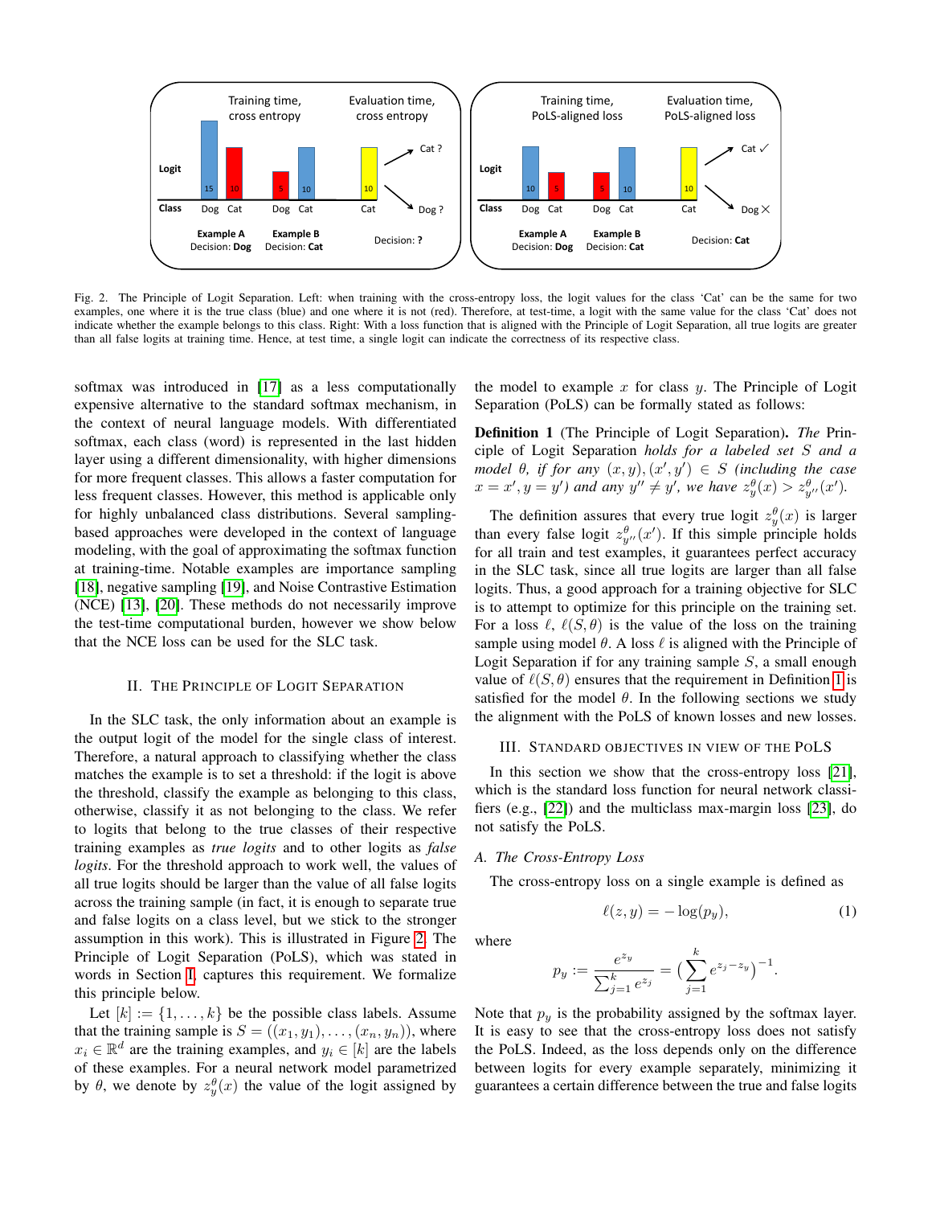Training time, cross entropy

Evaluation time, cross entropy

Logit

Class

15 Dog 10 Cat

5 Dog 10 Cat

10 Cat

Cat ?

Dog ?

Example A Decision: Dog

Example B Decision: Cat

Decision: ?

Training time, PoLS-aligned loss

Evaluation time, PoLS-aligned loss

Logit

Class

10 Dog 5 Cat

5 Dog 10 Cat

10 Cat

Cat ✓

Dog ✗

Example A Decision: Dog

Example B Decision: Cat

Decision: Cat

Fig. 2. The Principle of Logit Separation. Left: when training with the cross-entropy loss, the logit values for the class 'Cat' can be the same for two examples, one where it is the true class (blue) and one where it is not (red). Therefore, at test-time, a logit with the same value for the class 'Cat' does not indicate whether the example belongs to this class. Right: With a loss function that is aligned with the Principle of Logit Separation, all true logits are greater than all false logits at training time. Hence, at test time, a single logit can indicate the correctness of its respective class.

softmax was introduced in [17] as a less computationally expensive alternative to the standard softmax mechanism, in the context of neural language models. With differentiated softmax, each class (word) is represented in the last hidden layer using a different dimensionality, with higher dimensions for more frequent classes. This allows a faster computation for less frequent classes. However, this method is applicable only for highly unbalanced class distributions. Several sampling-based approaches were developed in the context of language modeling, with the goal of approximating the softmax function at training-time. Notable examples are importance sampling [18], negative sampling [19], and Noise Contrastive Estimation (NCE) [13], [20]. These methods do not necessarily improve the test-time computational burden, however we show below that the NCE loss can be used for the SLC task.

## II. The Principle of Logit Separation

In the SLC task, the only information about an example is the output logit of the model for the single class of interest. Therefore, a natural approach to classifying whether the class matches the example is to set a threshold: if the logit is above the threshold, classify the example as belonging to this class, otherwise, classify it as not belonging to the class. We refer to logits that belong to the true classes of their respective training examples as *true logits* and to other logits as *false logits*. For the threshold approach to work well, the values of all true logits should be larger than the value of all false logits across the training sample (in fact, it is enough to separate true and false logits on a class level, but we stick to the stronger assumption in this work). This is illustrated in Figure 2. The Principle of Logit Separation (PoLS), which was stated in words in Section I, captures this requirement. We formalize this principle below.

Let $[k] := \{1, \ldots, k\}$ be the possible class labels. Assume that the training sample is $S = ((x_1, y_1), \ldots, (x_n, y_n))$, where $x_i \in \mathbb{R}^d$ are the training examples, and $y_i \in [k]$ are the labels of these examples. For a neural network model parametrized by $\theta$, we denote by $z^\theta_y(x)$ the value of the logit assigned by the model to example $x$ for class $y$. The Principle of Logit Separation (PoLS) can be formally stated as follows:

**Definition 1** (The Principle of Logit Separation). *The* Principle of Logit Separation *holds for a labeled set $S$ and a model $\theta$, if for any $(x, y), (x', y') \in S$ (including the case $x = x', y = y'$) and any $y'' \neq y'$, we have $z^\theta_y(x) > z^\theta_{y''}(x')$.*

The definition assures that every true logit $z^\theta_y(x)$ is larger than every false logit $z^\theta_{y''}(x')$. If this simple principle holds for all train and test examples, it guarantees perfect accuracy in the SLC task, since all true logits are larger than all false logits. Thus, a good approach for a training objective for SLC is to attempt to optimize for this principle on the training set. For a loss $\ell$, $\ell(S, \theta)$ is the value of the loss on the training sample using model $\theta$. A loss $\ell$ is aligned with the Principle of Logit Separation if for any training sample $S$, a small enough value of $\ell(S, \theta)$ ensures that the requirement in Definition 1 is satisfied for the model $\theta$. In the following sections we study the alignment with the PoLS of known losses and new losses.

## III. Standard objectives in view of the PoLS

In this section we show that the cross-entropy loss [21], which is the standard loss function for neural network classifiers (e.g., [22]) and the multiclass max-margin loss [23], do not satisfy the PoLS.

### A. The Cross-Entropy Loss

The cross-entropy loss on a single example is defined as

$$\ell(z, y) = -\log(p_y), \tag{1}$$

where

$$p_y := \frac{e^{z_y}}{\sum_{j=1}^{k} e^{z_j}} = \Big(\sum_{j=1}^{k} e^{z_j - z_y}\Big)^{-1}.$$

Note that $p_y$ is the probability assigned by the softmax layer. It is easy to see that the cross-entropy loss does not satisfy the PoLS. Indeed, as the loss depends only on the difference between logits for every example separately, minimizing it guarantees a certain difference between the true and false logits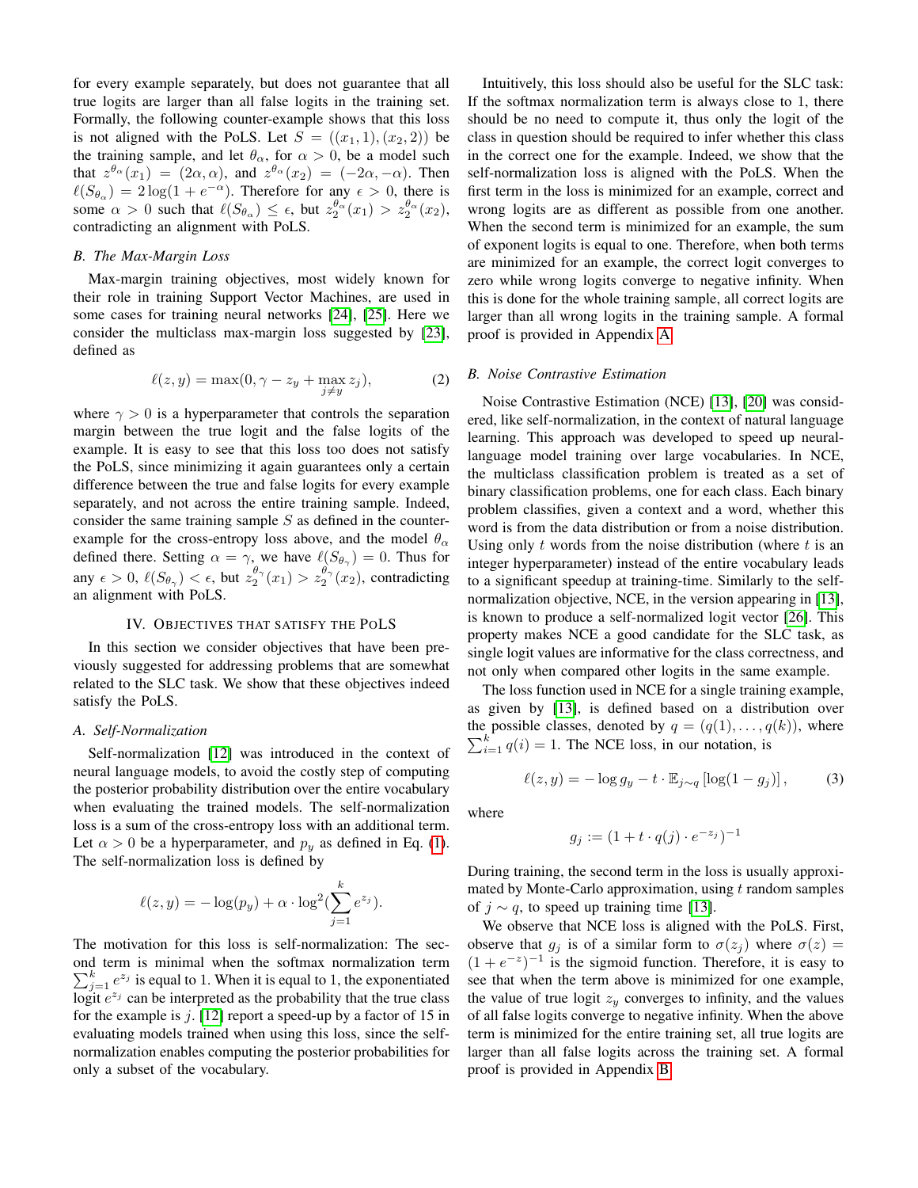for every example separately, but does not guarantee that all true logits are larger than all false logits in the training set. Formally, the following counter-example shows that this loss is not aligned with the PoLS. Let $S = ((x_1, 1), (x_2, 2))$ be the training sample, and let $\theta_\alpha$, for $\alpha > 0$, be a model such that $z^{\theta_\alpha}(x_1) = (2\alpha, \alpha)$, and $z^{\theta_\alpha}(x_2) = (-2\alpha, -\alpha)$. Then $\ell(S_{\theta_\alpha}) = 2\log(1 + e^{-\alpha})$. Therefore for any $\epsilon > 0$, there is some $\alpha > 0$ such that $\ell(S_{\theta_\alpha}) \leq \epsilon$, but $z_2^{\theta_\alpha}(x_1) > z_2^{\theta_\alpha}(x_2)$, contradicting an alignment with PoLS.

### B. The Max-Margin Loss

Max-margin training objectives, most widely known for their role in training Support Vector Machines, are used in some cases for training neural networks [24], [25]. Here we consider the multiclass max-margin loss suggested by [23], defined as

$$\ell(z, y) = \max(0, \gamma - z_y + \max_{j \neq y} z_j), \tag{2}$$

where $\gamma > 0$ is a hyperparameter that controls the separation margin between the true logit and the false logits of the example. It is easy to see that this loss too does not satisfy the PoLS, since minimizing it again guarantees only a certain difference between the true and false logits for every example separately, and not across the entire training sample. Indeed, consider the same training sample $S$ as defined in the counter-example for the cross-entropy loss above, and the model $\theta_\alpha$ defined there. Setting $\alpha = \gamma$, we have $\ell(S_{\theta_\gamma}) = 0$. Thus for any $\epsilon > 0$, $\ell(S_{\theta_\gamma}) < \epsilon$, but $z_2^{\theta_\gamma}(x_1) > z_2^{\theta_\gamma}(x_2)$, contradicting an alignment with PoLS.

## IV. Objectives that satisfy the PoLS

In this section we consider objectives that have been previously suggested for addressing problems that are somewhat related to the SLC task. We show that these objectives indeed satisfy the PoLS.

### A. Self-Normalization

Self-normalization [12] was introduced in the context of neural language models, to avoid the costly step of computing the posterior probability distribution over the entire vocabulary when evaluating the trained models. The self-normalization loss is a sum of the cross-entropy loss with an additional term. Let $\alpha > 0$ be a hyperparameter, and $p_y$ as defined in Eq. (1). The self-normalization loss is defined by

$$\ell(z, y) = -\log(p_y) + \alpha \cdot \log^2(\sum_{j=1}^{k} e^{z_j}).$$

The motivation for this loss is self-normalization: The second term is minimal when the softmax normalization term $\sum_{j=1}^{k} e^{z_j}$ is equal to 1. When it is equal to 1, the exponentiated logit $e^{z_j}$ can be interpreted as the probability that the true class for the example is $j$. [12] report a speed-up by a factor of 15 in evaluating models trained when using this loss, since the self-normalization enables computing the posterior probabilities for only a subset of the vocabulary.

Intuitively, this loss should also be useful for the SLC task: If the softmax normalization term is always close to 1, there should be no need to compute it, thus only the logit of the class in question should be required to infer whether this class in the correct one for the example. Indeed, we show that the self-normalization loss is aligned with the PoLS. When the first term in the loss is minimized for an example, correct and wrong logits are as different as possible from one another. When the second term is minimized for an example, the sum of exponent logits is equal to one. Therefore, when both terms are minimized for an example, the correct logit converges to zero while wrong logits converge to negative infinity. When this is done for the whole training sample, all correct logits are larger than all wrong logits in the training sample. A formal proof is provided in Appendix A.

### B. Noise Contrastive Estimation

Noise Contrastive Estimation (NCE) [13], [20] was considered, like self-normalization, in the context of natural language learning. This approach was developed to speed up neural-language model training over large vocabularies. In NCE, the multiclass classification problem is treated as a set of binary classification problems, one for each class. Each binary problem classifies, given a context and a word, whether this word is from the data distribution or from a noise distribution. Using only $t$ words from the noise distribution (where $t$ is an integer hyperparameter) instead of the entire vocabulary leads to a significant speedup at training-time. Similarly to the self-normalization objective, NCE, in the version appearing in [13], is known to produce a self-normalized logit vector [26]. This property makes NCE a good candidate for the SLC task, as single logit values are informative for the class correctness, and not only when compared other logits in the same example.

The loss function used in NCE for a single training example, as given by [13], is defined based on a distribution over the possible classes, denoted by $q = (q(1), \ldots, q(k))$, where $\sum_{i=1}^{k} q(i) = 1$. The NCE loss, in our notation, is

$$\ell(z, y) = -\log g_y - t \cdot \mathbb{E}_{j \sim q}\left[\log(1 - g_j)\right], \tag{3}$$

where

$$g_j := (1 + t \cdot q(j) \cdot e^{-z_j})^{-1}$$

During training, the second term in the loss is usually approximated by Monte-Carlo approximation, using $t$ random samples of $j \sim q$, to speed up training time [13].

We observe that NCE loss is aligned with the PoLS. First, observe that $g_j$ is of a similar form to $\sigma(z_j)$ where $\sigma(z) = (1 + e^{-z})^{-1}$ is the sigmoid function. Therefore, it is easy to see that when the term above is minimized for one example, the value of true logit $z_y$ converges to infinity, and the values of all false logits converge to negative infinity. When the above term is minimized for the entire training set, all true logits are larger than all false logits across the training set. A formal proof is provided in Appendix B.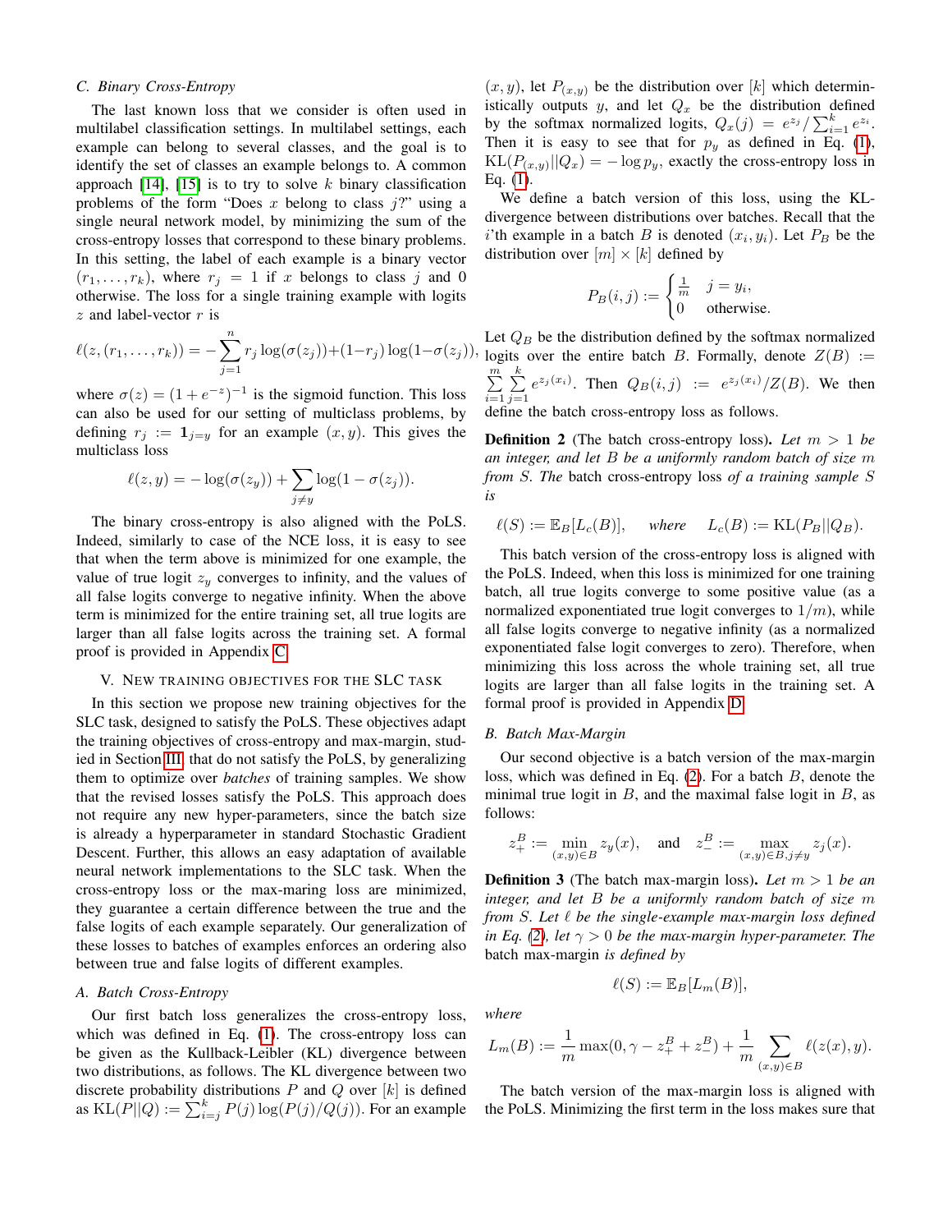### C. Binary Cross-Entropy

The last known loss that we consider is often used in multilabel classification settings. In multilabel settings, each example can belong to several classes, and the goal is to identify the set of classes an example belongs to. A common approach [14], [15] is to try to solve $k$ binary classification problems of the form "Does $x$ belong to class $j$?" using a single neural network model, by minimizing the sum of the cross-entropy losses that correspond to these binary problems. In this setting, the label of each example is a binary vector $(r_1, \ldots, r_k)$, where $r_j = 1$ if $x$ belongs to class $j$ and 0 otherwise. The loss for a single training example with logits $z$ and label-vector $r$ is

$$\ell(z, (r_1, \ldots, r_k)) = -\sum_{j=1}^{n} r_j \log(\sigma(z_j)) + (1-r_j)\log(1-\sigma(z_j)),$$

where $\sigma(z) = (1+e^{-z})^{-1}$ is the sigmoid function. This loss can also be used for our setting of multiclass problems, by defining $r_j := \mathbf{1}_{j=y}$ for an example $(x, y)$. This gives the multiclass loss

$$\ell(z, y) = -\log(\sigma(z_y)) + \sum_{j \neq y} \log(1 - \sigma(z_j)).$$

The binary cross-entropy is also aligned with the PoLS. Indeed, similarly to case of the NCE loss, it is easy to see that when the term above is minimized for one example, the value of true logit $z_y$ converges to infinity, and the values of all false logits converge to negative infinity. When the above term is minimized for the entire training set, all true logits are larger than all false logits across the training set. A formal proof is provided in Appendix C.

## V. New training objectives for the SLC task

In this section we propose new training objectives for the SLC task, designed to satisfy the PoLS. These objectives adapt the training objectives of cross-entropy and max-margin, studied in Section III, that do not satisfy the PoLS, by generalizing them to optimize over *batches* of training samples. We show that the revised losses satisfy the PoLS. This approach does not require any new hyper-parameters, since the batch size is already a hyperparameter in standard Stochastic Gradient Descent. Further, this allows an easy adaptation of available neural network implementations to the SLC task. When the cross-entropy loss or the max-maring loss are minimized, they guarantee a certain difference between the true and the false logits of each example separately. Our generalization of these losses to batches of examples enforces an ordering also between true and false logits of different examples.

### A. Batch Cross-Entropy

Our first batch loss generalizes the cross-entropy loss, which was defined in Eq. (1). The cross-entropy loss can be given as the Kullback-Leibler (KL) divergence between two distributions, as follows. The KL divergence between two discrete probability distributions $P$ and $Q$ over $[k]$ is defined as $\mathrm{KL}(P||Q) := \sum_{i=j}^{k} P(j) \log(P(j)/Q(j))$. For an example $(x, y)$, let $P_{(x,y)}$ be the distribution over $[k]$ which deterministically outputs $y$, and let $Q_x$ be the distribution defined by the softmax normalized logits, $Q_x(j) = e^{z_j}/\sum_{i=1}^{k} e^{z_i}$. Then it is easy to see that for $p_y$ as defined in Eq. (1), $\mathrm{KL}(P_{(x,y)}||Q_x) = -\log p_y$, exactly the cross-entropy loss in Eq. (1).

We define a batch version of this loss, using the KL-divergence between distributions over batches. Recall that the $i$'th example in a batch $B$ is denoted $(x_i, y_i)$. Let $P_B$ be the distribution over $[m] \times [k]$ defined by

$$P_B(i, j) := \begin{cases} \frac{1}{m} & j = y_i, \\ 0 & \text{otherwise.} \end{cases}$$

Let $Q_B$ be the distribution defined by the softmax normalized logits over the entire batch $B$. Formally, denote $Z(B) := \sum_{i=1}^{m}\sum_{j=1}^{k} e^{z_j(x_i)}$. Then $Q_B(i, j) := e^{z_j(x_i)}/Z(B)$. We then define the batch cross-entropy loss as follows.

**Definition 2** (The batch cross-entropy loss). *Let $m > 1$ be an integer, and let $B$ be a uniformly random batch of size $m$ from $S$. The* batch cross-entropy loss *of a training sample $S$ is*

$$\ell(S) := \mathbb{E}_B[L_c(B)], \quad \textit{where} \quad L_c(B) := \mathrm{KL}(P_B||Q_B).$$

This batch version of the cross-entropy loss is aligned with the PoLS. Indeed, when this loss is minimized for one training batch, all true logits converge to some positive value (as a normalized exponentiated true logit converges to $1/m$), while all false logits converge to negative infinity (as a normalized exponentiated false logit converges to zero). Therefore, when minimizing this loss across the whole training set, all true logits are larger than all false logits in the training set. A formal proof is provided in Appendix D.

### B. Batch Max-Margin

Our second objective is a batch version of the max-margin loss, which was defined in Eq. (2). For a batch $B$, denote the minimal true logit in $B$, and the maximal false logit in $B$, as follows:

$$z_+^B := \min_{(x,y)\in B} z_y(x), \quad \text{and} \quad z_-^B := \max_{(x,y)\in B, j\neq y} z_j(x).$$

**Definition 3** (The batch max-margin loss). *Let $m > 1$ be an integer, and let $B$ be a uniformly random batch of size $m$ from $S$. Let $\ell$ be the single-example max-margin loss defined in Eq. (2), let $\gamma > 0$ be the max-margin hyper-parameter. The* batch max-margin *is defined by*

$$\ell(S) := \mathbb{E}_B[L_m(B)],$$

*where*

$$L_m(B) := \frac{1}{m}\max(0, \gamma - z_+^B + z_-^B) + \frac{1}{m}\sum_{(x,y)\in B} \ell(z(x), y).$$

The batch version of the max-margin loss is aligned with the PoLS. Minimizing the first term in the loss makes sure that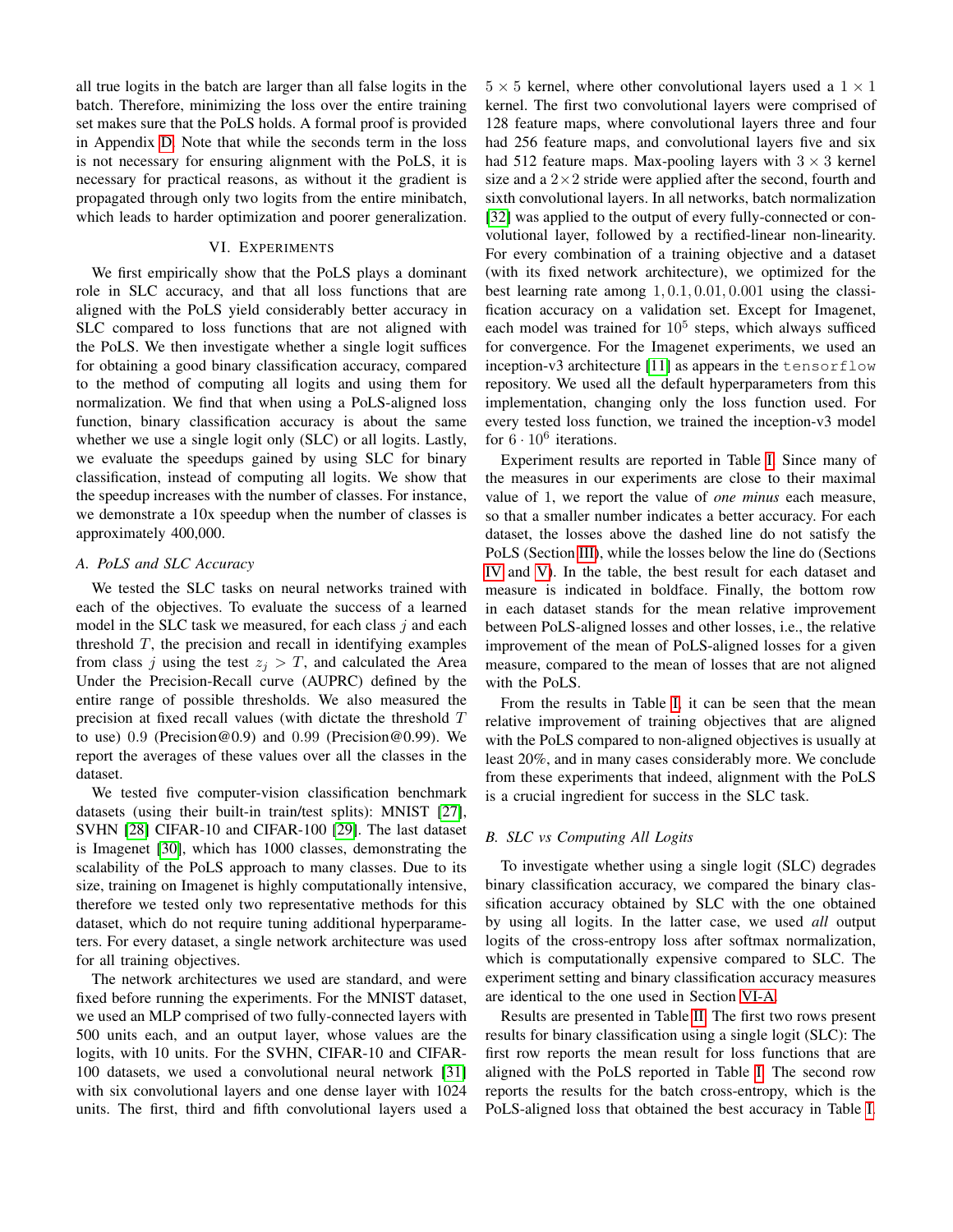all true logits in the batch are larger than all false logits in the batch. Therefore, minimizing the loss over the entire training set makes sure that the PoLS holds. A formal proof is provided in Appendix D. Note that while the seconds term in the loss is not necessary for ensuring alignment with the PoLS, it is necessary for practical reasons, as without it the gradient is propagated through only two logits from the entire minibatch, which leads to harder optimization and poorer generalization.

## VI. Experiments

We first empirically show that the PoLS plays a dominant role in SLC accuracy, and that all loss functions that are aligned with the PoLS yield considerably better accuracy in SLC compared to loss functions that are not aligned with the PoLS. We then investigate whether a single logit suffices for obtaining a good binary classification accuracy, compared to the method of computing all logits and using them for normalization. We find that when using a PoLS-aligned loss function, binary classification accuracy is about the same whether we use a single logit only (SLC) or all logits. Lastly, we evaluate the speedups gained by using SLC for binary classification, instead of computing all logits. We show that the speedup increases with the number of classes. For instance, we demonstrate a 10x speedup when the number of classes is approximately 400,000.

### A. PoLS and SLC Accuracy

We tested the SLC tasks on neural networks trained with each of the objectives. To evaluate the success of a learned model in the SLC task we measured, for each class $j$ and each threshold $T$, the precision and recall in identifying examples from class $j$ using the test $z_j > T$, and calculated the Area Under the Precision-Recall curve (AUPRC) defined by the entire range of possible thresholds. We also measured the precision at fixed recall values (with dictate the threshold $T$ to use) $0.9$ (Precision@0.9) and $0.99$ (Precision@0.99). We report the averages of these values over all the classes in the dataset.

We tested five computer-vision classification benchmark datasets (using their built-in train/test splits): MNIST [27], SVHN [28] CIFAR-10 and CIFAR-100 [29]. The last dataset is Imagenet [30], which has 1000 classes, demonstrating the scalability of the PoLS approach to many classes. Due to its size, training on Imagenet is highly computationally intensive, therefore we tested only two representative methods for this dataset, which do not require tuning additional hyperparameters. For every dataset, a single network architecture was used for all training objectives.

The network architectures we used are standard, and were fixed before running the experiments. For the MNIST dataset, we used an MLP comprised of two fully-connected layers with 500 units each, and an output layer, whose values are the logits, with 10 units. For the SVHN, CIFAR-10 and CIFAR-100 datasets, we used a convolutional neural network [31] with six convolutional layers and one dense layer with 1024 units. The first, third and fifth convolutional layers used a $5 \times 5$ kernel, where other convolutional layers used a $1 \times 1$ kernel. The first two convolutional layers were comprised of 128 feature maps, where convolutional layers three and four had 256 feature maps, and convolutional layers five and six had 512 feature maps. Max-pooling layers with $3 \times 3$ kernel size and a $2 \times 2$ stride were applied after the second, fourth and sixth convolutional layers. In all networks, batch normalization [32] was applied to the output of every fully-connected or convolutional layer, followed by a rectified-linear non-linearity. For every combination of a training objective and a dataset (with its fixed network architecture), we optimized for the best learning rate among $1, 0.1, 0.01, 0.001$ using the classification accuracy on a validation set. Except for Imagenet, each model was trained for $10^5$ steps, which always sufficed for convergence. For the Imagenet experiments, we used an inception-v3 architecture [11] as appears in the `tensorflow` repository. We used all the default hyperparameters from this implementation, changing only the loss function used. For every tested loss function, we trained the inception-v3 model for $6 \cdot 10^6$ iterations.

Experiment results are reported in Table I. Since many of the measures in our experiments are close to their maximal value of 1, we report the value of *one minus* each measure, so that a smaller number indicates a better accuracy. For each dataset, the losses above the dashed line do not satisfy the PoLS (Section III), while the losses below the line do (Sections IV and V). In the table, the best result for each dataset and measure is indicated in boldface. Finally, the bottom row in each dataset stands for the mean relative improvement between PoLS-aligned losses and other losses, i.e., the relative improvement of the mean of PoLS-aligned losses for a given measure, compared to the mean of losses that are not aligned with the PoLS.

From the results in Table I, it can be seen that the mean relative improvement of training objectives that are aligned with the PoLS compared to non-aligned objectives is usually at least 20%, and in many cases considerably more. We conclude from these experiments that indeed, alignment with the PoLS is a crucial ingredient for success in the SLC task.

### B. SLC vs Computing All Logits

To investigate whether using a single logit (SLC) degrades binary classification accuracy, we compared the binary classification accuracy obtained by SLC with the one obtained by using all logits. In the latter case, we used *all* output logits of the cross-entropy loss after softmax normalization, which is computationally expensive compared to SLC. The experiment setting and binary classification accuracy measures are identical to the one used in Section VI-A.

Results are presented in Table II. The first two rows present results for binary classification using a single logit (SLC): The first row reports the mean result for loss functions that are aligned with the PoLS reported in Table I. The second row reports the results for the batch cross-entropy, which is the PoLS-aligned loss that obtained the best accuracy in Table I.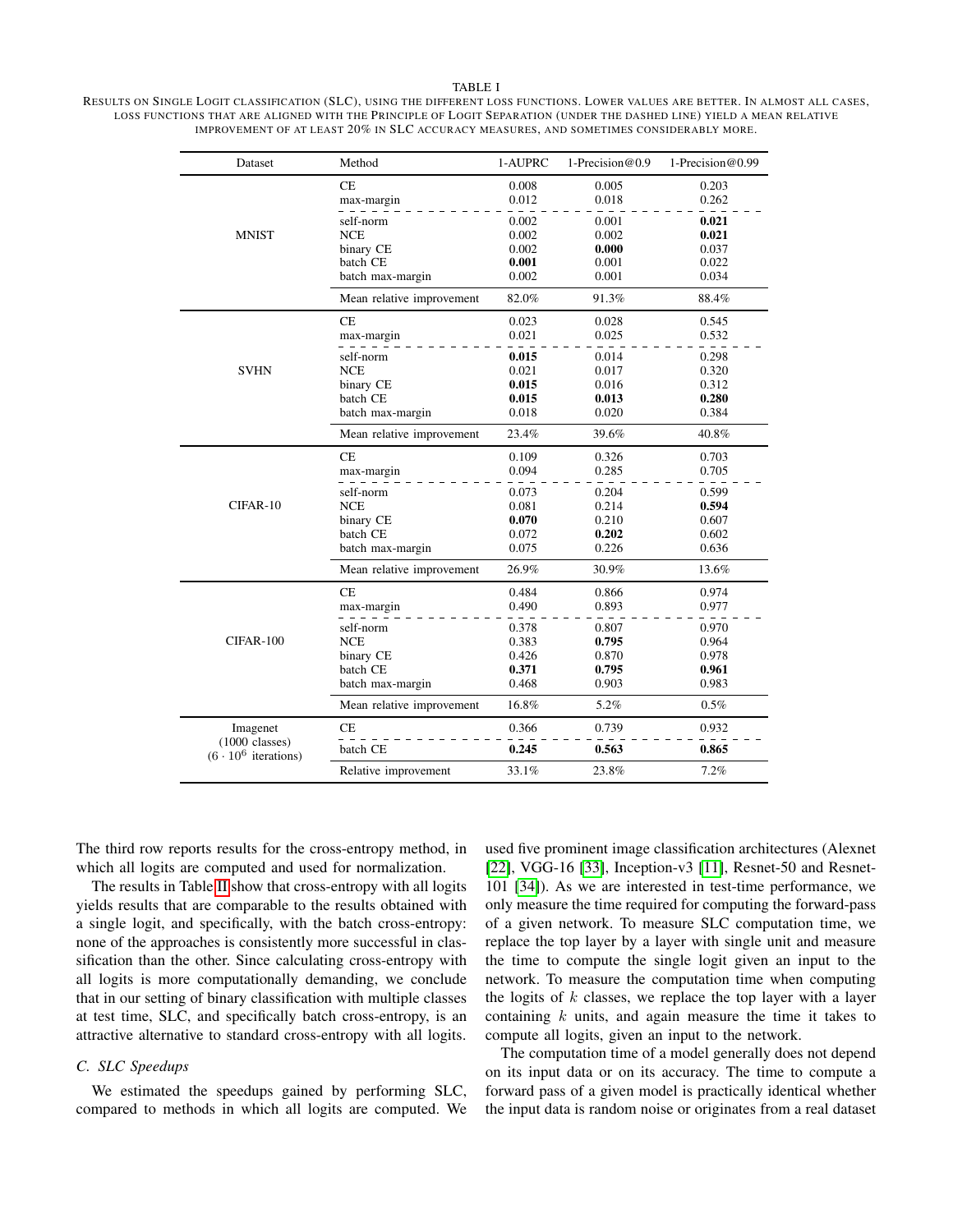TABLE I

RESULTS ON SINGLE LOGIT CLASSIFICATION (SLC), USING THE DIFFERENT LOSS FUNCTIONS. LOWER VALUES ARE BETTER. IN ALMOST ALL CASES, LOSS FUNCTIONS THAT ARE ALIGNED WITH THE PRINCIPLE OF LOGIT SEPARATION (UNDER THE DASHED LINE) YIELD A MEAN RELATIVE IMPROVEMENT OF AT LEAST 20% IN SLC ACCURACY MEASURES, AND SOMETIMES CONSIDERABLY MORE.

| Dataset | Method | 1-AUPRC | 1-Precision@0.9 | 1-Precision@0.99 |
|---|---|---|---|---|
| MNIST | CE | 0.008 | 0.005 | 0.203 |
| | max-margin | 0.012 | 0.018 | 0.262 |
| | self-norm | 0.002 | 0.001 | **0.021** |
| | NCE | 0.002 | 0.002 | **0.021** |
| | binary CE | 0.002 | **0.000** | 0.037 |
| | batch CE | **0.001** | 0.001 | 0.022 |
| | batch max-margin | 0.002 | 0.001 | 0.034 |
| | Mean relative improvement | 82.0% | 91.3% | 88.4% |
| SVHN | CE | 0.023 | 0.028 | 0.545 |
| | max-margin | 0.021 | 0.025 | 0.532 |
| | self-norm | **0.015** | 0.014 | 0.298 |
| | NCE | 0.021 | 0.017 | 0.320 |
| | binary CE | **0.015** | 0.016 | 0.312 |
| | batch CE | **0.015** | **0.013** | **0.280** |
| | batch max-margin | 0.018 | 0.020 | 0.384 |
| | Mean relative improvement | 23.4% | 39.6% | 40.8% |
| CIFAR-10 | CE | 0.109 | 0.326 | 0.703 |
| | max-margin | 0.094 | 0.285 | 0.705 |
| | self-norm | 0.073 | 0.204 | 0.599 |
| | NCE | 0.081 | 0.214 | **0.594** |
| | binary CE | **0.070** | 0.210 | 0.607 |
| | batch CE | 0.072 | **0.202** | 0.602 |
| | batch max-margin | 0.075 | 0.226 | 0.636 |
| | Mean relative improvement | 26.9% | 30.9% | 13.6% |
| CIFAR-100 | CE | 0.484 | 0.866 | 0.974 |
| | max-margin | 0.490 | 0.893 | 0.977 |
| | self-norm | 0.378 | 0.807 | 0.970 |
| | NCE | 0.383 | **0.795** | 0.964 |
| | binary CE | 0.426 | 0.870 | 0.978 |
| | batch CE | **0.371** | **0.795** | **0.961** |
| | batch max-margin | 0.468 | 0.903 | 0.983 |
| | Mean relative improvement | 16.8% | 5.2% | 0.5% |
| Imagenet (1000 classes) ($6 \cdot 10^6$ iterations) | CE | 0.366 | 0.739 | 0.932 |
| | batch CE | **0.245** | **0.563** | **0.865** |
| | Relative improvement | 33.1% | 23.8% | 7.2% |

The third row reports results for the cross-entropy method, in which all logits are computed and used for normalization.

The results in Table II show that cross-entropy with all logits yields results that are comparable to the results obtained with a single logit, and specifically, with the batch cross-entropy: none of the approaches is consistently more successful in classification than the other. Since calculating cross-entropy with all logits is more computationally demanding, we conclude that in our setting of binary classification with multiple classes at test time, SLC, and specifically batch cross-entropy, is an attractive alternative to standard cross-entropy with all logits.

### C. SLC Speedups

We estimated the speedups gained by performing SLC, compared to methods in which all logits are computed. We used five prominent image classification architectures (Alexnet [22], VGG-16 [33], Inception-v3 [11], Resnet-50 and Resnet-101 [34]). As we are interested in test-time performance, we only measure the time required for computing the forward-pass of a given network. To measure SLC computation time, we replace the top layer by a layer with single unit and measure the time to compute the single logit given an input to the network. To measure the computation time when computing the logits of $k$ classes, we replace the top layer with a layer containing $k$ units, and again measure the time it takes to compute all logits, given an input to the network.

The computation time of a model generally does not depend on its input data or on its accuracy. The time to compute a forward pass of a given model is practically identical whether the input data is random noise or originates from a real dataset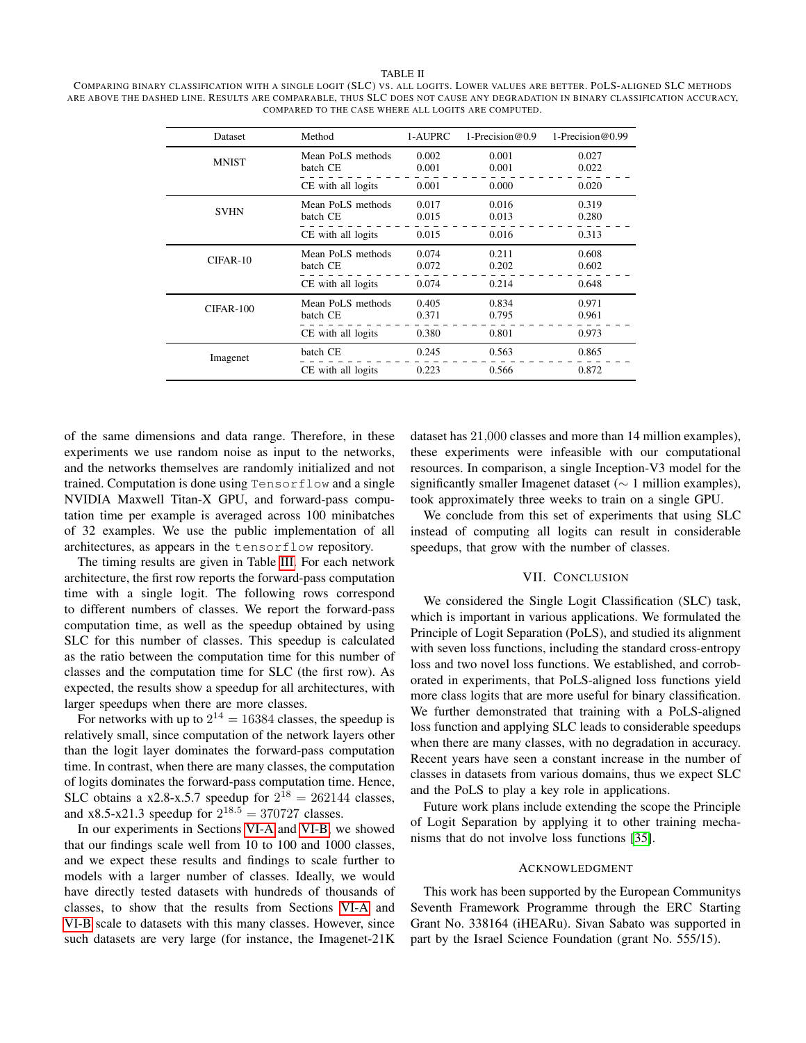TABLE II

COMPARING BINARY CLASSIFICATION WITH A SINGLE LOGIT (SLC) VS. ALL LOGITS. LOWER VALUES ARE BETTER. POLS-ALIGNED SLC METHODS ARE ABOVE THE DASHED LINE. RESULTS ARE COMPARABLE, THUS SLC DOES NOT CAUSE ANY DEGRADATION IN BINARY CLASSIFICATION ACCURACY, COMPARED TO THE CASE WHERE ALL LOGITS ARE COMPUTED.

| Dataset | Method | 1-AUPRC | 1-Precision@0.9 | 1-Precision@0.99 |
|---|---|---|---|---|
| MNIST | Mean PoLS methods | 0.002 | 0.001 | 0.027 |
| | batch CE | 0.001 | 0.001 | 0.022 |
| | CE with all logits | 0.001 | 0.000 | 0.020 |
| SVHN | Mean PoLS methods | 0.017 | 0.016 | 0.319 |
| | batch CE | 0.015 | 0.013 | 0.280 |
| | CE with all logits | 0.015 | 0.016 | 0.313 |
| CIFAR-10 | Mean PoLS methods | 0.074 | 0.211 | 0.608 |
| | batch CE | 0.072 | 0.202 | 0.602 |
| | CE with all logits | 0.074 | 0.214 | 0.648 |
| CIFAR-100 | Mean PoLS methods | 0.405 | 0.834 | 0.971 |
| | batch CE | 0.371 | 0.795 | 0.961 |
| | CE with all logits | 0.380 | 0.801 | 0.973 |
| Imagenet | batch CE | 0.245 | 0.563 | 0.865 |
| | CE with all logits | 0.223 | 0.566 | 0.872 |

of the same dimensions and data range. Therefore, in these experiments we use random noise as input to the networks, and the networks themselves are randomly initialized and not trained. Computation is done using `Tensorflow` and a single NVIDIA Maxwell Titan-X GPU, and forward-pass computation time per example is averaged across 100 minibatches of 32 examples. We use the public implementation of all architectures, as appears in the `tensorflow` repository.

The timing results are given in Table III. For each network architecture, the first row reports the forward-pass computation time with a single logit. The following rows correspond to different numbers of classes. We report the forward-pass computation time, as well as the speedup obtained by using SLC for this number of classes. This speedup is calculated as the ratio between the computation time for this number of classes and the computation time for SLC (the first row). As expected, the results show a speedup for all architectures, with larger speedups when there are more classes.

For networks with up to $2^{14} = 16384$ classes, the speedup is relatively small, since computation of the network layers other than the logit layer dominates the forward-pass computation time. In contrast, when there are many classes, the computation of logits dominates the forward-pass computation time. Hence, SLC obtains a x2.8-x.5.7 speedup for $2^{18} = 262144$ classes, and x8.5-x21.3 speedup for $2^{18.5} = 370727$ classes.

In our experiments in Sections VI-A and VI-B, we showed that our findings scale well from 10 to 100 and 1000 classes, and we expect these results and findings to scale further to models with a larger number of classes. Ideally, we would have directly tested datasets with hundreds of thousands of classes, to show that the results from Sections VI-A and VI-B scale to datasets with this many classes. However, since such datasets are very large (for instance, the Imagenet-21K dataset has $21{,}000$ classes and more than 14 million examples), these experiments were infeasible with our computational resources. In comparison, a single Inception-V3 model for the significantly smaller Imagenet dataset ($\sim$ 1 million examples), took approximately three weeks to train on a single GPU.

We conclude from this set of experiments that using SLC instead of computing all logits can result in considerable speedups, that grow with the number of classes.

## VII. CONCLUSION

We considered the Single Logit Classification (SLC) task, which is important in various applications. We formulated the Principle of Logit Separation (PoLS), and studied its alignment with seven loss functions, including the standard cross-entropy loss and two novel loss functions. We established, and corroborated in experiments, that PoLS-aligned loss functions yield more class logits that are more useful for binary classification. We further demonstrated that training with a PoLS-aligned loss function and applying SLC leads to considerable speedups when there are many classes, with no degradation in accuracy. Recent years have seen a constant increase in the number of classes in datasets from various domains, thus we expect SLC and the PoLS to play a key role in applications.

Future work plans include extending the scope the Principle of Logit Separation by applying it to other training mechanisms that do not involve loss functions [35].

## ACKNOWLEDGMENT

This work has been supported by the European Communitys Seventh Framework Programme through the ERC Starting Grant No. 338164 (iHEARu). Sivan Sabato was supported in part by the Israel Science Foundation (grant No. 555/15).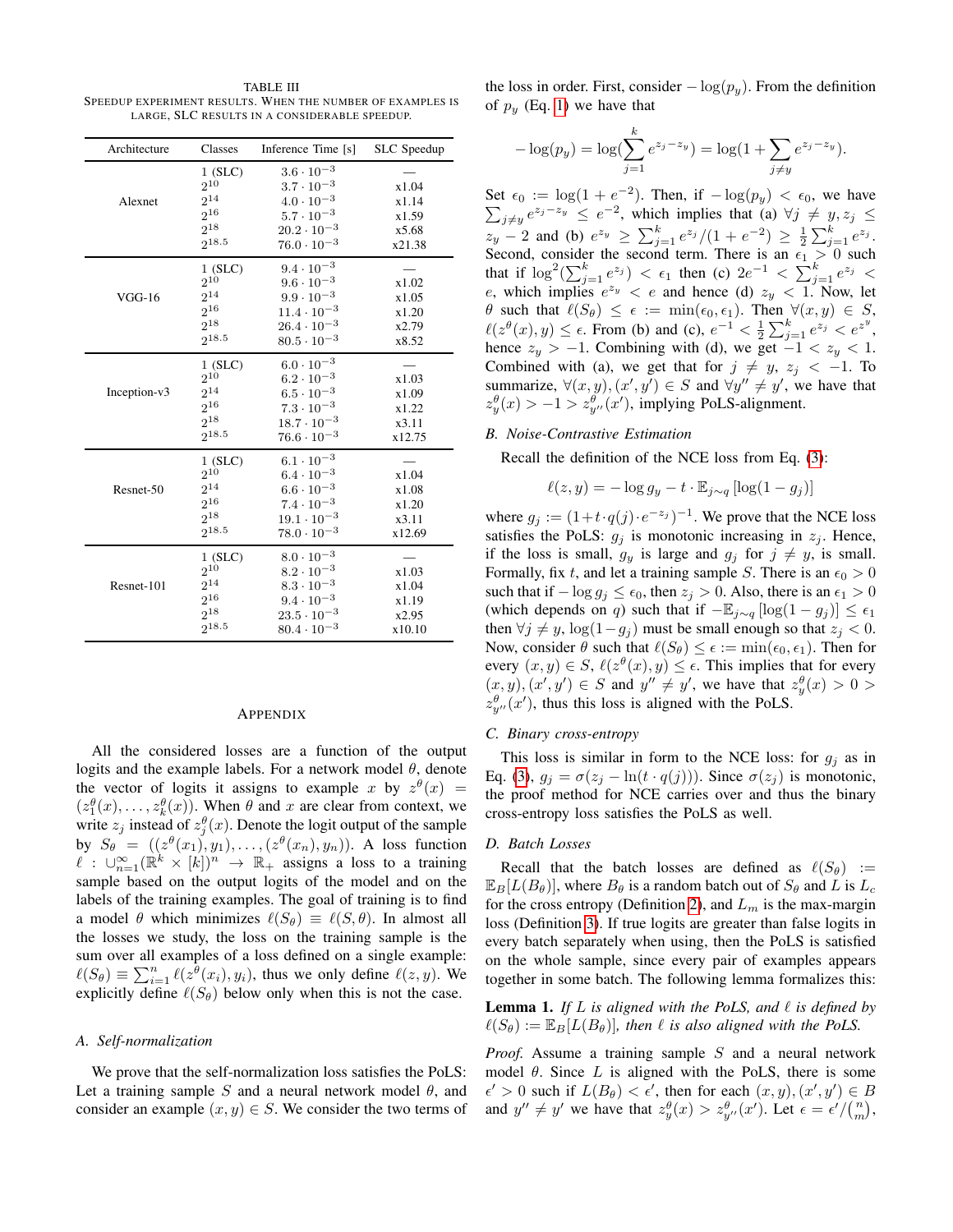TABLE III
SPEEDUP EXPERIMENT RESULTS. WHEN THE NUMBER OF EXAMPLES IS LARGE, SLC RESULTS IN A CONSIDERABLE SPEEDUP.

| Architecture | Classes | Inference Time [s] | SLC Speedup |
|---|---|---|---|
| Alexnet | 1 (SLC) | $3.6 \cdot 10^{-3}$ | — |
| | $2^{10}$ | $3.7 \cdot 10^{-3}$ | x1.04 |
| | $2^{14}$ | $4.0 \cdot 10^{-3}$ | x1.14 |
| | $2^{16}$ | $5.7 \cdot 10^{-3}$ | x1.59 |
| | $2^{18}$ | $20.2 \cdot 10^{-3}$ | x5.68 |
| | $2^{18.5}$ | $76.0 \cdot 10^{-3}$ | x21.38 |
| VGG-16 | 1 (SLC) | $9.4 \cdot 10^{-3}$ | — |
| | $2^{10}$ | $9.6 \cdot 10^{-3}$ | x1.02 |
| | $2^{14}$ | $9.9 \cdot 10^{-3}$ | x1.05 |
| | $2^{16}$ | $11.4 \cdot 10^{-3}$ | x1.20 |
| | $2^{18}$ | $26.4 \cdot 10^{-3}$ | x2.79 |
| | $2^{18.5}$ | $80.5 \cdot 10^{-3}$ | x8.52 |
| Inception-v3 | 1 (SLC) | $6.0 \cdot 10^{-3}$ | — |
| | $2^{10}$ | $6.2 \cdot 10^{-3}$ | x1.03 |
| | $2^{14}$ | $6.5 \cdot 10^{-3}$ | x1.09 |
| | $2^{16}$ | $7.3 \cdot 10^{-3}$ | x1.22 |
| | $2^{18}$ | $18.7 \cdot 10^{-3}$ | x3.11 |
| | $2^{18.5}$ | $76.6 \cdot 10^{-3}$ | x12.75 |
| Resnet-50 | 1 (SLC) | $6.1 \cdot 10^{-3}$ | — |
| | $2^{10}$ | $6.4 \cdot 10^{-3}$ | x1.04 |
| | $2^{14}$ | $6.6 \cdot 10^{-3}$ | x1.08 |
| | $2^{16}$ | $7.4 \cdot 10^{-3}$ | x1.20 |
| | $2^{18}$ | $19.1 \cdot 10^{-3}$ | x3.11 |
| | $2^{18.5}$ | $78.0 \cdot 10^{-3}$ | x12.69 |
| Resnet-101 | 1 (SLC) | $8.0 \cdot 10^{-3}$ | — |
| | $2^{10}$ | $8.2 \cdot 10^{-3}$ | x1.03 |
| | $2^{14}$ | $8.3 \cdot 10^{-3}$ | x1.04 |
| | $2^{16}$ | $9.4 \cdot 10^{-3}$ | x1.19 |
| | $2^{18}$ | $23.5 \cdot 10^{-3}$ | x2.95 |
| | $2^{18.5}$ | $80.4 \cdot 10^{-3}$ | x10.10 |

## APPENDIX

All the considered losses are a function of the output logits and the example labels. For a network model $\theta$, denote the vector of logits it assigns to example $x$ by $z^\theta(x) = (z_1^\theta(x), \ldots, z_k^\theta(x))$. When $\theta$ and $x$ are clear from context, we write $z_j$ instead of $z_j^\theta(x)$. Denote the logit output of the sample by $S_\theta = ((z^\theta(x_1), y_1), \ldots, (z^\theta(x_n), y_n))$. A loss function $\ell : \cup_{n=1}^{\infty} (\mathbb{R}^k \times [k])^n \to \mathbb{R}_+$ assigns a loss to a training sample based on the output logits of the model and on the labels of the training examples. The goal of training is to find a model $\theta$ which minimizes $\ell(S_\theta) \equiv \ell(S, \theta)$. In almost all the losses we study, the loss on the training sample is the sum over all examples of a loss defined on a single example: $\ell(S_\theta) \equiv \sum_{i=1}^n \ell(z^\theta(x_i), y_i)$, thus we only define $\ell(z, y)$. We explicitly define $\ell(S_\theta)$ below only when this is not the case.

### A. Self-normalization

We prove that the self-normalization loss satisfies the PoLS: Let a training sample $S$ and a neural network model $\theta$, and consider an example $(x, y) \in S$. We consider the two terms of the loss in order. First, consider $-\log(p_y)$. From the definition of $p_y$ (Eq. 1) we have that

$$-\log(p_y) = \log(\sum_{j=1}^{k} e^{z_j - z_y}) = \log(1 + \sum_{j \neq y} e^{z_j - z_y}).$$

Set $\epsilon_0 := \log(1 + e^{-2})$. Then, if $-\log(p_y) < \epsilon_0$, we have $\sum_{j \neq y} e^{z_j - z_y} \leq e^{-2}$, which implies that (a) $\forall j \neq y, z_j \leq z_y - 2$ and (b) $e^{z_y} \geq \sum_{j=1}^k e^{z_j}/(1 + e^{-2}) \geq \frac{1}{2}\sum_{j=1}^k e^{z_j}$. Second, consider the second term. There is an $\epsilon_1 > 0$ such that if $\log^2(\sum_{j=1}^k e^{z_j}) < \epsilon_1$ then (c) $2e^{-1} < \sum_{j=1}^k e^{z_j} < e$, which implies $e^{z_y} < e$ and hence (d) $z_y < 1$. Now, let $\theta$ such that $\ell(S_\theta) \leq \epsilon := \min(\epsilon_0, \epsilon_1)$. Then $\forall (x, y) \in S$, $\ell(z^\theta(x), y) \leq \epsilon$. From (b) and (c), $e^{-1} < \frac{1}{2}\sum_{j=1}^k e^{z_j} < e^{z^y}$, hence $z_y > -1$. Combining with (d), we get $-1 < z_y < 1$. Combined with (a), we get that for $j \neq y$, $z_j < -1$. To summarize, $\forall (x, y), (x', y') \in S$ and $\forall y'' \neq y'$, we have that $z_y^\theta(x) > -1 > z_{y''}^\theta(x')$, implying PoLS-alignment.

### B. Noise-Contrastive Estimation

Recall the definition of the NCE loss from Eq. (3):

$$\ell(z, y) = -\log g_y - t \cdot \mathbb{E}_{j \sim q}\left[\log(1 - g_j)\right]$$

where $g_j := (1 + t \cdot q(j) \cdot e^{-z_j})^{-1}$. We prove that the NCE loss satisfies the PoLS: $g_j$ is monotonic increasing in $z_j$. Hence, if the loss is small, $g_y$ is large and $g_j$ for $j \neq y$, is small. Formally, fix $t$, and let a training sample $S$. There is an $\epsilon_0 > 0$ such that if $-\log g_j \leq \epsilon_0$, then $z_j > 0$. Also, there is an $\epsilon_1 > 0$ (which depends on $q$) such that if $-\mathbb{E}_{j \sim q}\left[\log(1 - g_j)\right] \leq \epsilon_1$ then $\forall j \neq y$, $\log(1 - g_j)$ must be small enough so that $z_j < 0$. Now, consider $\theta$ such that $\ell(S_\theta) \leq \epsilon := \min(\epsilon_0, \epsilon_1)$. Then for every $(x, y) \in S$, $\ell(z^\theta(x), y) \leq \epsilon$. This implies that for every $(x, y), (x', y') \in S$ and $y'' \neq y'$, we have that $z_y^\theta(x) > 0 > z_{y''}^\theta(x')$, thus this loss is aligned with the PoLS.

### C. Binary cross-entropy

This loss is similar in form to the NCE loss: for $g_j$ as in Eq. (3), $g_j = \sigma(z_j - \ln(t \cdot q(j)))$. Since $\sigma(z_j)$ is monotonic, the proof method for NCE carries over and thus the binary cross-entropy loss satisfies the PoLS as well.

### D. Batch Losses

Recall that the batch losses are defined as $\ell(S_\theta) := \mathbb{E}_B[L(B_\theta)]$, where $B_\theta$ is a random batch out of $S_\theta$ and $L$ is $L_c$ for the cross entropy (Definition 2), and $L_m$ is the max-margin loss (Definition 3). If true logits are greater than false logits in every batch separately when using, then the PoLS is satisfied on the whole sample, since every pair of examples appears together in some batch. The following lemma formalizes this:

**Lemma 1.** *If $L$ is aligned with the PoLS, and $\ell$ is defined by $\ell(S_\theta) := \mathbb{E}_B[L(B_\theta)]$, then $\ell$ is also aligned with the PoLS.*

*Proof.* Assume a training sample $S$ and a neural network model $\theta$. Since $L$ is aligned with the PoLS, there is some $\epsilon' > 0$ such if $L(B_\theta) < \epsilon'$, then for each $(x, y), (x', y') \in B$ and $y'' \neq y'$ we have that $z_y^\theta(x) > z_{y''}^\theta(x')$. Let $\epsilon = \epsilon'/\binom{n}{m}$,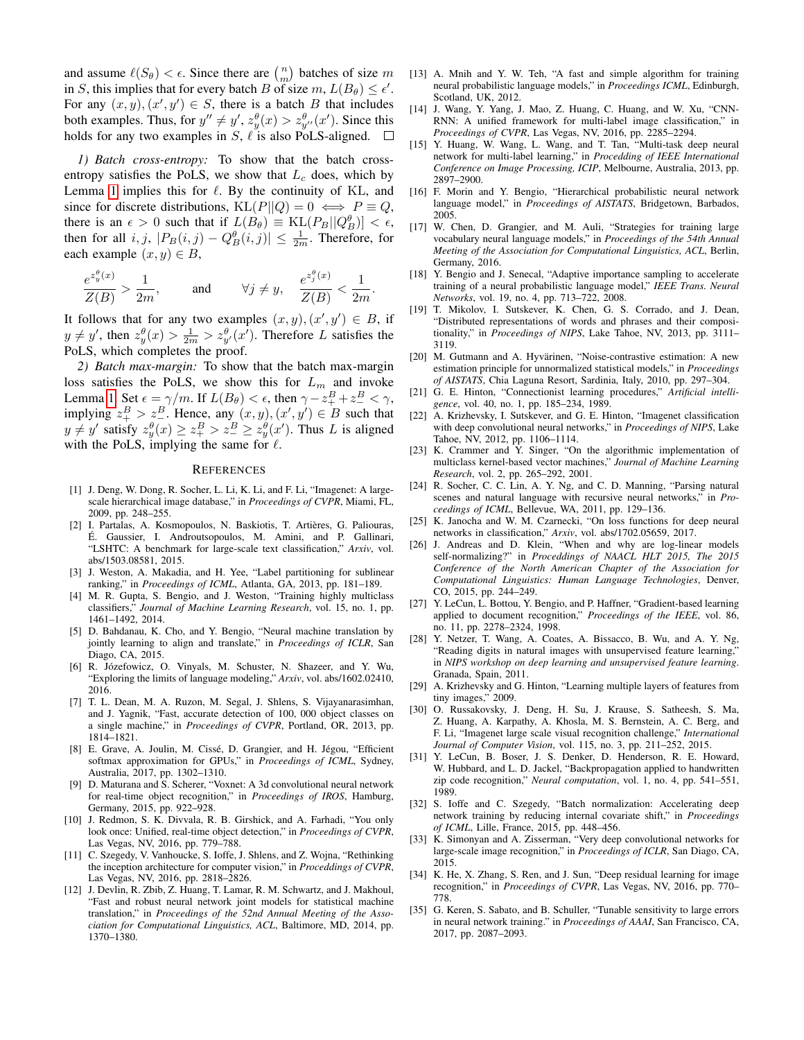and assume $\ell(S_\theta) < \epsilon$. Since there are $\binom{n}{m}$ batches of size $m$ in $S$, this implies that for every batch $B$ of size $m$, $L(B_\theta) \leq \epsilon'$. For any $(x, y), (x', y') \in S$, there is a batch $B$ that includes both examples. Thus, for $y'' \neq y'$, $z^\theta_y(x) > z^\theta_{y''}(x')$. Since this holds for any two examples in $S$, $\ell$ is also PoLS-aligned. $\square$

*1) Batch cross-entropy:* To show that the batch cross-entropy satisfies the PoLS, we show that $L_c$ does, which by Lemma 1 implies this for $\ell$. By the continuity of KL, and since for discrete distributions, $\text{KL}(P||Q) = 0 \iff P \equiv Q$, there is an $\epsilon > 0$ such that if $L(B_\theta) \equiv \text{KL}(P_B||Q^\theta_B)] < \epsilon$, then for all $i, j$, $|P_B(i,j) - Q^\theta_B(i,j)| \leq \frac{1}{2m}$. Therefore, for each example $(x, y) \in B$,

$$\frac{e^{z^\theta_y(x)}}{Z(B)} > \frac{1}{2m}, \qquad \text{and} \qquad \forall j \neq y, \quad \frac{e^{z^\theta_j(x)}}{Z(B)} < \frac{1}{2m}.$$

It follows that for any two examples $(x, y), (x', y') \in B$, if $y \neq y'$, then $z^\theta_y(x) > \frac{1}{2m} > z^\theta_{y'}(x')$. Therefore $L$ satisfies the PoLS, which completes the proof.

*2) Batch max-margin:* To show that the batch max-margin loss satisfies the PoLS, we show this for $L_m$ and invoke Lemma 1. Set $\epsilon = \gamma/m$. If $L(B_\theta) < \epsilon$, then $\gamma - z^B_+ + z^B_- < \gamma$, implying $z^B_+ > z^B_-$. Hence, any $(x, y), (x', y') \in B$ such that $y \neq y'$ satisfy $z^\theta_y(x) \geq z^B_+ > z^B_- \geq z^\theta_y(x')$. Thus $L$ is aligned with the PoLS, implying the same for $\ell$.

## References

[1] J. Deng, W. Dong, R. Socher, L. Li, K. Li, and F. Li, "Imagenet: A large-scale hierarchical image database," in *Proceedings of CVPR*, Miami, FL, 2009, pp. 248–255.

[2] I. Partalas, A. Kosmopoulos, N. Baskiotis, T. Artières, G. Paliouras, É. Gaussier, I. Androutsopoulos, M. Amini, and P. Gallinari, "LSHTC: A benchmark for large-scale text classification," *Arxiv*, vol. abs/1503.08581, 2015.

[3] J. Weston, A. Makadia, and H. Yee, "Label partitioning for sublinear ranking," in *Proceedings of ICML*, Atlanta, GA, 2013, pp. 181–189.

[4] M. R. Gupta, S. Bengio, and J. Weston, "Training highly multiclass classifiers," *Journal of Machine Learning Research*, vol. 15, no. 1, pp. 1461–1492, 2014.

[5] D. Bahdanau, K. Cho, and Y. Bengio, "Neural machine translation by jointly learning to align and translate," in *Proceedings of ICLR*, San Diago, CA, 2015.

[6] R. Józefowicz, O. Vinyals, M. Schuster, N. Shazeer, and Y. Wu, "Exploring the limits of language modeling," *Arxiv*, vol. abs/1602.02410, 2016.

[7] T. L. Dean, M. A. Ruzon, M. Segal, J. Shlens, S. Vijayanarasimhan, and J. Yagnik, "Fast, accurate detection of 100, 000 object classes on a single machine," in *Proceedings of CVPR*, Portland, OR, 2013, pp. 1814–1821.

[8] E. Grave, A. Joulin, M. Cissé, D. Grangier, and H. Jégou, "Efficient softmax approximation for GPUs," in *Proceedings of ICML*, Sydney, Australia, 2017, pp. 1302–1310.

[9] D. Maturana and S. Scherer, "Voxnet: A 3d convolutional neural network for real-time object recognition," in *Proceedings of IROS*, Hamburg, Germany, 2015, pp. 922–928.

[10] J. Redmon, S. K. Divvala, R. B. Girshick, and A. Farhadi, "You only look once: Unified, real-time object detection," in *Proceedings of CVPR*, Las Vegas, NV, 2016, pp. 779–788.

[11] C. Szegedy, V. Vanhoucke, S. Ioffe, J. Shlens, and Z. Wojna, "Rethinking the inception architecture for computer vision," in *Proceddings of CVPR*, Las Vegas, NV, 2016, pp. 2818–2826.

[12] J. Devlin, R. Zbib, Z. Huang, T. Lamar, R. M. Schwartz, and J. Makhoul, "Fast and robust neural network joint models for statistical machine translation," in *Proceedings of the 52nd Annual Meeting of the Association for Computational Linguistics, ACL*, Baltimore, MD, 2014, pp. 1370–1380.

[13] A. Mnih and Y. W. Teh, "A fast and simple algorithm for training neural probabilistic language models," in *Proceedings ICML*, Edinburgh, Scotland, UK, 2012.

[14] J. Wang, Y. Yang, J. Mao, Z. Huang, C. Huang, and W. Xu, "CNN-RNN: A unified framework for multi-label image classification," in *Proceedings of CVPR*, Las Vegas, NV, 2016, pp. 2285–2294.

[15] Y. Huang, W. Wang, L. Wang, and T. Tan, "Multi-task deep neural network for multi-label learning," in *Procedding of IEEE International Conference on Image Processing, ICIP*, Melbourne, Australia, 2013, pp. 2897–2900.

[16] F. Morin and Y. Bengio, "Hierarchical probabilistic neural network language model," in *Proceedings of AISTATS*, Bridgetown, Barbados, 2005.

[17] W. Chen, D. Grangier, and M. Auli, "Strategies for training large vocabulary neural language models," in *Proceedings of the 54th Annual Meeting of the Association for Computational Linguistics, ACL*, Berlin, Germany, 2016.

[18] Y. Bengio and J. Senecal, "Adaptive importance sampling to accelerate training of a neural probabilistic language model," *IEEE Trans. Neural Networks*, vol. 19, no. 4, pp. 713–722, 2008.

[19] T. Mikolov, I. Sutskever, K. Chen, G. S. Corrado, and J. Dean, "Distributed representations of words and phrases and their compositionality," in *Proceedings of NIPS*, Lake Tahoe, NV, 2013, pp. 3111–3119.

[20] M. Gutmann and A. Hyvärinen, "Noise-contrastive estimation: A new estimation principle for unnormalized statistical models," in *Proceedings of AISTATS*, Chia Laguna Resort, Sardinia, Italy, 2010, pp. 297–304.

[21] G. E. Hinton, "Connectionist learning procedures," *Artificial intelligence*, vol. 40, no. 1, pp. 185–234, 1989.

[22] A. Krizhevsky, I. Sutskever, and G. E. Hinton, "Imagenet classification with deep convolutional neural networks," in *Proceedings of NIPS*, Lake Tahoe, NV, 2012, pp. 1106–1114.

[23] K. Crammer and Y. Singer, "On the algorithmic implementation of multiclass kernel-based vector machines," *Journal of Machine Learning Research*, vol. 2, pp. 265–292, 2001.

[24] R. Socher, C. C. Lin, A. Y. Ng, and C. D. Manning, "Parsing natural scenes and natural language with recursive neural networks," in *Proceedings of ICML*, Bellevue, WA, 2011, pp. 129–136.

[25] K. Janocha and W. M. Czarnecki, "On loss functions for deep neural networks in classification," *Arxiv*, vol. abs/1702.05659, 2017.

[26] J. Andreas and D. Klein, "When and why are log-linear models self-normalizing?" in *Proceddings of NAACL HLT 2015, The 2015 Conference of the North American Chapter of the Association for Computational Linguistics: Human Language Technologies*, Denver, CO, 2015, pp. 244–249.

[27] Y. LeCun, L. Bottou, Y. Bengio, and P. Haffner, "Gradient-based learning applied to document recognition," *Proceedings of the IEEE*, vol. 86, no. 11, pp. 2278–2324, 1998.

[28] Y. Netzer, T. Wang, A. Coates, A. Bissacco, B. Wu, and A. Y. Ng, "Reading digits in natural images with unsupervised feature learning," in *NIPS workshop on deep learning and unsupervised feature learning*. Granada, Spain, 2011.

[29] A. Krizhevsky and G. Hinton, "Learning multiple layers of features from tiny images," 2009.

[30] O. Russakovsky, J. Deng, H. Su, J. Krause, S. Satheesh, S. Ma, Z. Huang, A. Karpathy, A. Khosla, M. S. Bernstein, A. C. Berg, and F. Li, "Imagenet large scale visual recognition challenge," *International Journal of Computer Vision*, vol. 115, no. 3, pp. 211–252, 2015.

[31] Y. LeCun, B. Boser, J. S. Denker, D. Henderson, R. E. Howard, W. Hubbard, and L. D. Jackel, "Backpropagation applied to handwritten zip code recognition," *Neural computation*, vol. 1, no. 4, pp. 541–551, 1989.

[32] S. Ioffe and C. Szegedy, "Batch normalization: Accelerating deep network training by reducing internal covariate shift," in *Proceedings of ICML*, Lille, France, 2015, pp. 448–456.

[33] K. Simonyan and A. Zisserman, "Very deep convolutional networks for large-scale image recognition," in *Proceedings of ICLR*, San Diago, CA, 2015.

[34] K. He, X. Zhang, S. Ren, and J. Sun, "Deep residual learning for image recognition," in *Proceedings of CVPR*, Las Vegas, NV, 2016, pp. 770–778.

[35] G. Keren, S. Sabato, and B. Schuller, "Tunable sensitivity to large errors in neural network training." in *Proceedings of AAAI*, San Francisco, CA, 2017, pp. 2087–2093.